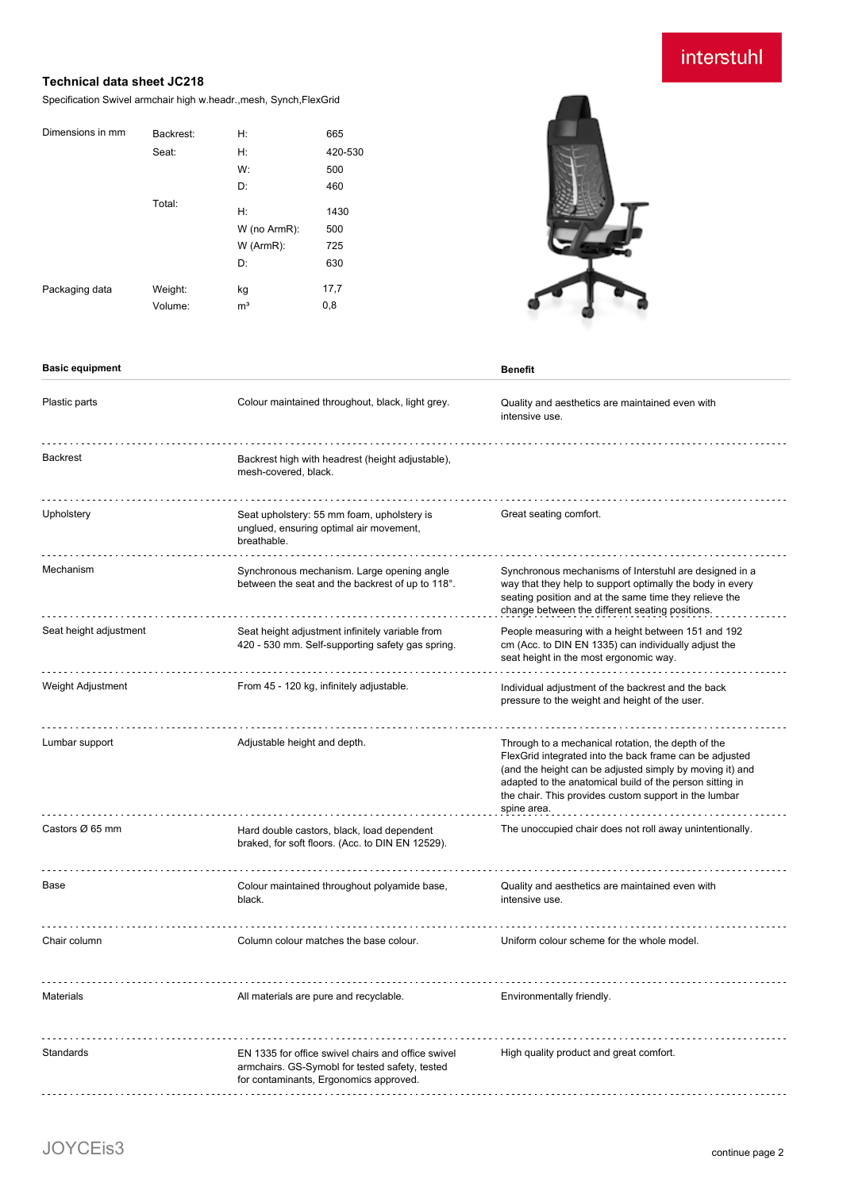interstuhl

# Technical data sheet JC218

Specification Swivel armchair high w.headr.,mesh, Synch,FlexGrid

| Dimensions in mm | Backrest: | H: | 665 |
|---|---|---|---|
| | Seat: | H: | 420-530 |
| | | W: | 500 |
| | | D: | 460 |
| | Total: | H: | 1430 |
| | | W (no ArmR): | 500 |
| | | W (ArmR): | 725 |
| | | D: | 630 |
| Packaging data | Weight: | kg | 17,7 |
| | Volume: | m³ | 0,8 |

| Basic equipment | | Benefit |
|---|---|---|
| Plastic parts | Colour maintained throughout, black, light grey. | Quality and aesthetics are maintained even with intensive use. |
| Backrest | Backrest high with headrest (height adjustable), mesh-covered, black. | |
| Upholstery | Seat upholstery: 55 mm foam, upholstery is unglued, ensuring optimal air movement, breathable. | Great seating comfort. |
| Mechanism | Synchronous mechanism. Large opening angle between the seat and the backrest of up to 118°. | Synchronous mechanisms of Interstuhl are designed in a way that they help to support optimally the body in every seating position and at the same time they relieve the change between the different seating positions. |
| Seat height adjustment | Seat height adjustment infinitely variable from 420 - 530 mm. Self-supporting safety gas spring. | People measuring with a height between 151 and 192 cm (Acc. to DIN EN 1335) can individually adjust the seat height in the most ergonomic way. |
| Weight Adjustment | From 45 - 120 kg, infinitely adjustable. | Individual adjustment of the backrest and the back pressure to the weight and height of the user. |
| Lumbar support | Adjustable height and depth. | Through to a mechanical rotation, the depth of the FlexGrid integrated into the back frame can be adjusted (and the height can be adjusted simply by moving it) and adapted to the anatomical build of the person sitting in the chair. This provides custom support in the lumbar spine area. |
| Castors Ø 65 mm | Hard double castors, black, load dependent braked, for soft floors. (Acc. to DIN EN 12529). | The unoccupied chair does not roll away unintentionally. |
| Base | Colour maintained throughout polyamide base, black. | Quality and aesthetics are maintained even with intensive use. |
| Chair column | Column colour matches the base colour. | Uniform colour scheme for the whole model. |
| Materials | All materials are pure and recyclable. | Environmentally friendly. |
| Standards | EN 1335 for office swivel chairs and office swivel armchairs. GS-Symobl for tested safety, tested for contaminants, Ergonomics approved. | High quality product and great comfort. |

JOYCEis3

continue page 2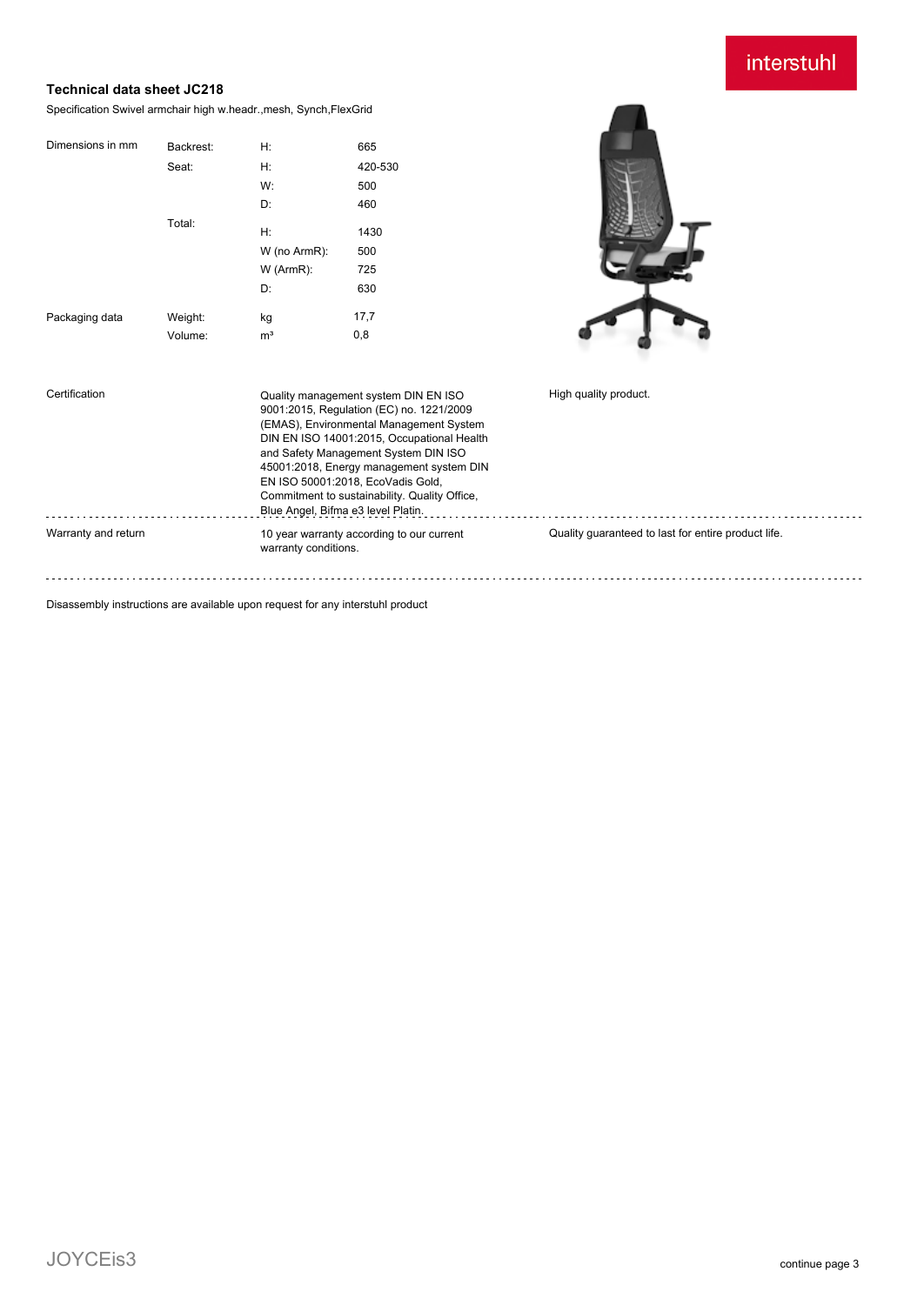interstuhl

**Technical data sheet JC218**

Specification Swivel armchair high w.headr.,mesh, Synch,FlexGrid

| Dimensions in mm | Backrest: | H: | 665 |
|---|---|---|---|
| | Seat: | H: | 420-530 |
| | | W: | 500 |
| | | D: | 460 |
| | Total: | H: | 1430 |
| | | W (no ArmR): | 500 |
| | | W (ArmR): | 725 |
| | | D: | 630 |
| Packaging data | Weight: | kg | 17,7 |
| | Volume: | m³ | 0,8 |

| | | |
|---|---|---|
| Certification | Quality management system DIN EN ISO 9001:2015, Regulation (EC) no. 1221/2009 (EMAS), Environmental Management System DIN EN ISO 14001:2015, Occupational Health and Safety Management System DIN ISO 45001:2018, Energy management system DIN EN ISO 50001:2018, EcoVadis Gold, Commitment to sustainability. Quality Office, Blue Angel, Bifma e3 level Platin. | High quality product. |
| Warranty and return | 10 year warranty according to our current warranty conditions. | Quality guaranteed to last for entire product life. |

Disassembly instructions are available upon request for any interstuhl product

JOYCEis3

continue page 3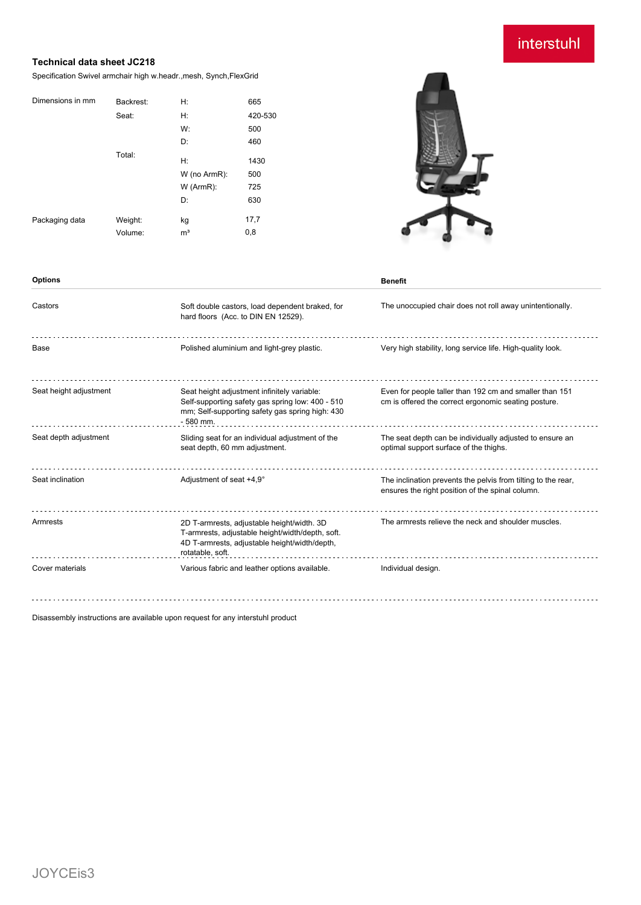## Technical data sheet JC218

Specification Swivel armchair high w.headr.,mesh, Synch,FlexGrid

| | | | |
|---|---|---|---|
| Dimensions in mm | Backrest: | H: | 665 |
| | Seat: | H: | 420-530 |
| | | W: | 500 |
| | | D: | 460 |
| | Total: | H: | 1430 |
| | | W (no ArmR): | 500 |
| | | W (ArmR): | 725 |
| | | D: | 630 |
| Packaging data | Weight: | kg | 17,7 |
| | Volume: | m³ | 0,8 |

| Options | | Benefit |
|---|---|---|
| Castors | Soft double castors, load dependent braked, for hard floors (Acc. to DIN EN 12529). | The unoccupied chair does not roll away unintentionally. |
| Base | Polished aluminium and light-grey plastic. | Very high stability, long service life. High-quality look. |
| Seat height adjustment | Seat height adjustment infinitely variable: Self-supporting safety gas spring low: 400 - 510 mm; Self-supporting safety gas spring high: 430 - 580 mm. | Even for people taller than 192 cm and smaller than 151 cm is offered the correct ergonomic seating posture. |
| Seat depth adjustment | Sliding seat for an individual adjustment of the seat depth, 60 mm adjustment. | The seat depth can be individually adjusted to ensure an optimal support surface of the thighs. |
| Seat inclination | Adjustment of seat +4,9° | The inclination prevents the pelvis from tilting to the rear, ensures the right position of the spinal column. |
| Armrests | 2D T-armrests, adjustable height/width. 3D T-armrests, adjustable height/width/depth, soft. 4D T-armrests, adjustable height/width/depth, rotatable, soft. | The armrests relieve the neck and shoulder muscles. |
| Cover materials | Various fabric and leather options available. | Individual design. |

Disassembly instructions are available upon request for any interstuhl product